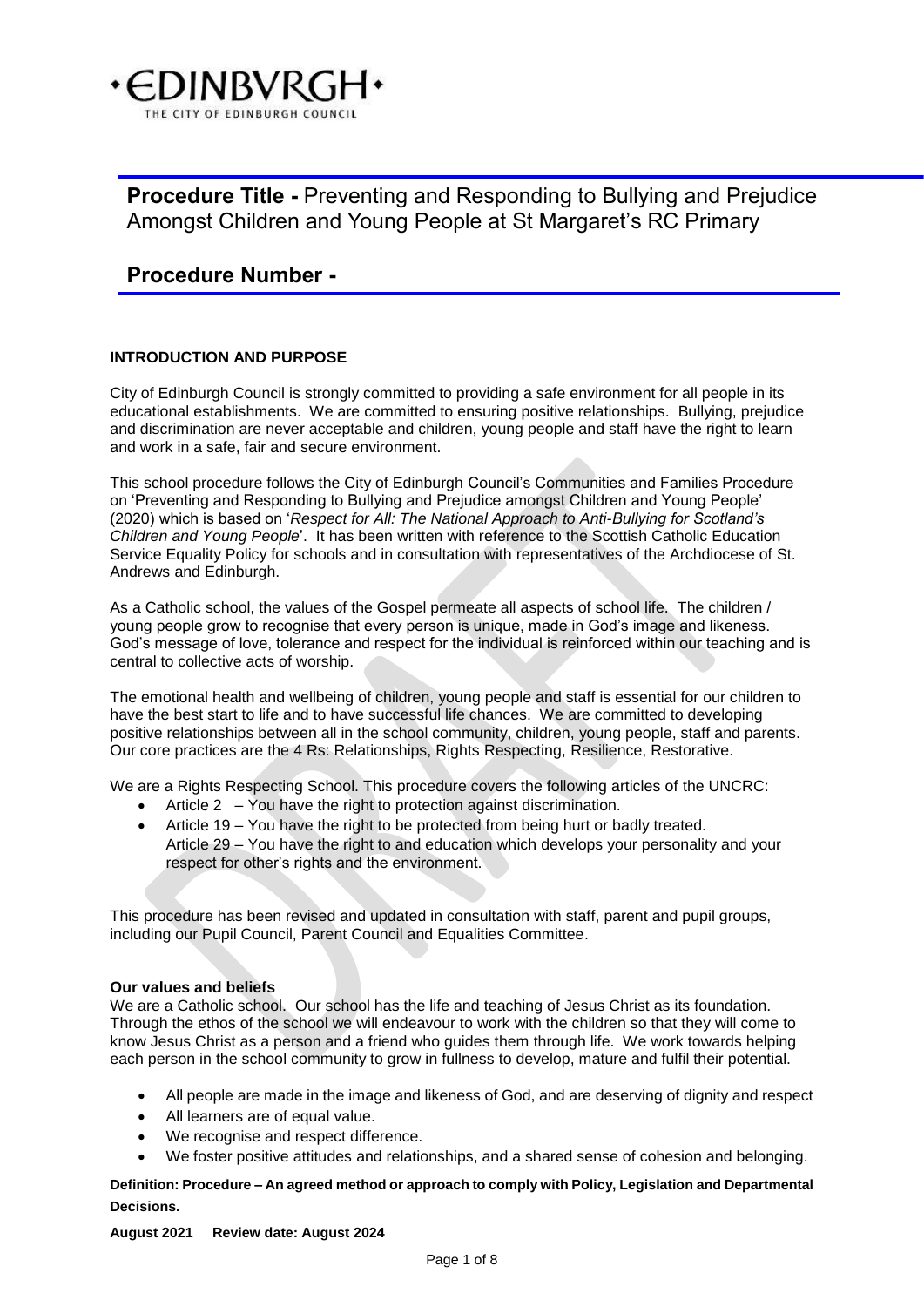**·EDINBVRGH·**
THE CITY OF EDINBURGH COUNCIL

# **Procedure Title -** Preventing and Responding to Bullying and Prejudice Amongst Children and Young People at St Margaret's RC Primary

## Procedure Number -

**INTRODUCTION AND PURPOSE**

City of Edinburgh Council is strongly committed to providing a safe environment for all people in its educational establishments. We are committed to ensuring positive relationships. Bullying, prejudice and discrimination are never acceptable and children, young people and staff have the right to learn and work in a safe, fair and secure environment.

This school procedure follows the City of Edinburgh Council's Communities and Families Procedure on 'Preventing and Responding to Bullying and Prejudice amongst Children and Young People' (2020) which is based on '*Respect for All: The National Approach to Anti-Bullying for Scotland's Children and Young People*'. It has been written with reference to the Scottish Catholic Education Service Equality Policy for schools and in consultation with representatives of the Archdiocese of St. Andrews and Edinburgh.

As a Catholic school, the values of the Gospel permeate all aspects of school life. The children / young people grow to recognise that every person is unique, made in God's image and likeness. God's message of love, tolerance and respect for the individual is reinforced within our teaching and is central to collective acts of worship.

The emotional health and wellbeing of children, young people and staff is essential for our children to have the best start to life and to have successful life chances. We are committed to developing positive relationships between all in the school community, children, young people, staff and parents. Our core practices are the 4 Rs: Relationships, Rights Respecting, Resilience, Restorative.

We are a Rights Respecting School. This procedure covers the following articles of the UNCRC:

- Article 2 – You have the right to protection against discrimination.
- Article 19 – You have the right to be protected from being hurt or badly treated.
  Article 29 – You have the right to and education which develops your personality and your respect for other's rights and the environment.

This procedure has been revised and updated in consultation with staff, parent and pupil groups, including our Pupil Council, Parent Council and Equalities Committee.

**Our values and beliefs**

We are a Catholic school. Our school has the life and teaching of Jesus Christ as its foundation. Through the ethos of the school we will endeavour to work with the children so that they will come to know Jesus Christ as a person and a friend who guides them through life. We work towards helping each person in the school community to grow in fullness to develop, mature and fulfil their potential.

- All people are made in the image and likeness of God, and are deserving of dignity and respect
- All learners are of equal value.
- We recognise and respect difference.
- We foster positive attitudes and relationships, and a shared sense of cohesion and belonging.

**Definition: Procedure – An agreed method or approach to comply with Policy, Legislation and Departmental Decisions.**

**August 2021 Review date: August 2024**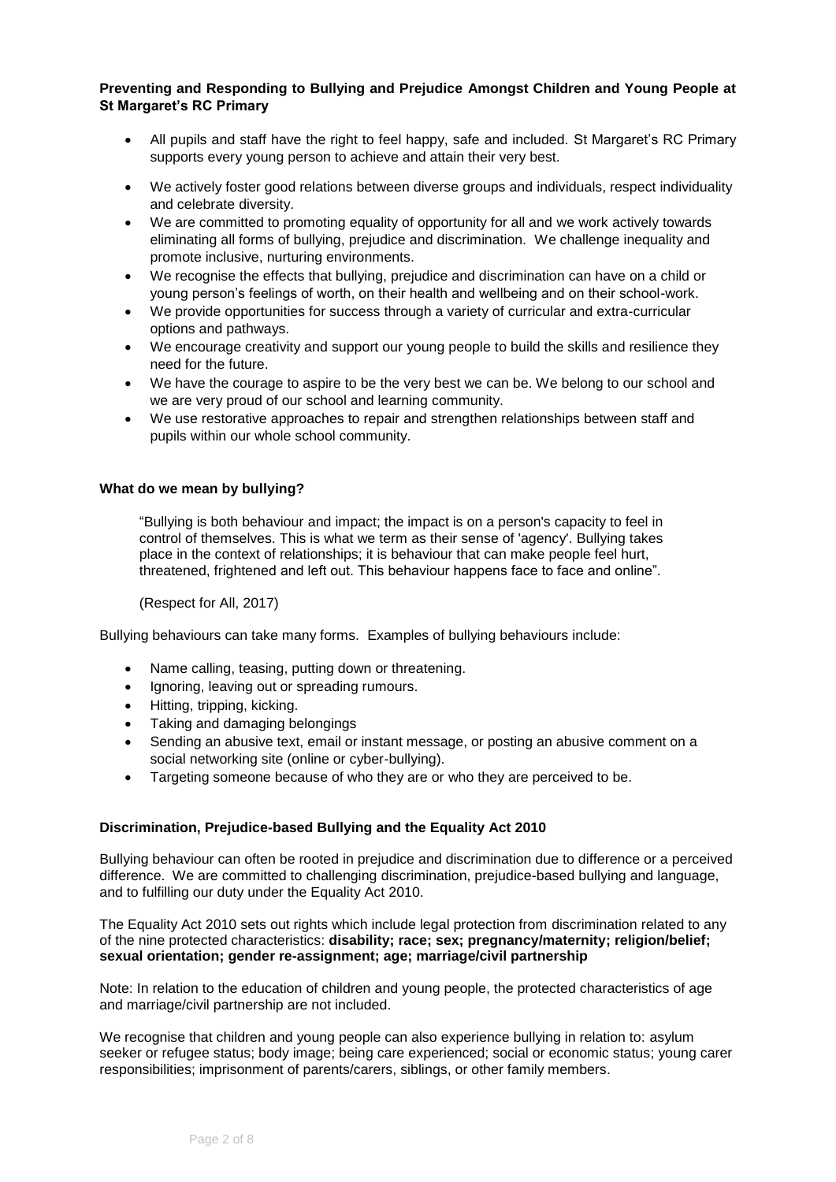**Preventing and Responding to Bullying and Prejudice Amongst Children and Young People at St Margaret's RC Primary**

- All pupils and staff have the right to feel happy, safe and included. St Margaret's RC Primary supports every young person to achieve and attain their very best.
- We actively foster good relations between diverse groups and individuals, respect individuality and celebrate diversity.
- We are committed to promoting equality of opportunity for all and we work actively towards eliminating all forms of bullying, prejudice and discrimination. We challenge inequality and promote inclusive, nurturing environments.
- We recognise the effects that bullying, prejudice and discrimination can have on a child or young person's feelings of worth, on their health and wellbeing and on their school-work.
- We provide opportunities for success through a variety of curricular and extra-curricular options and pathways.
- We encourage creativity and support our young people to build the skills and resilience they need for the future.
- We have the courage to aspire to be the very best we can be. We belong to our school and we are very proud of our school and learning community.
- We use restorative approaches to repair and strengthen relationships between staff and pupils within our whole school community.

**What do we mean by bullying?**

> "Bullying is both behaviour and impact; the impact is on a person's capacity to feel in control of themselves. This is what we term as their sense of 'agency'. Bullying takes place in the context of relationships; it is behaviour that can make people feel hurt, threatened, frightened and left out. This behaviour happens face to face and online".
>
> (Respect for All, 2017)

Bullying behaviours can take many forms. Examples of bullying behaviours include:

- Name calling, teasing, putting down or threatening.
- Ignoring, leaving out or spreading rumours.
- Hitting, tripping, kicking.
- Taking and damaging belongings
- Sending an abusive text, email or instant message, or posting an abusive comment on a social networking site (online or cyber-bullying).
- Targeting someone because of who they are or who they are perceived to be.

**Discrimination, Prejudice-based Bullying and the Equality Act 2010**

Bullying behaviour can often be rooted in prejudice and discrimination due to difference or a perceived difference. We are committed to challenging discrimination, prejudice-based bullying and language, and to fulfilling our duty under the Equality Act 2010.

The Equality Act 2010 sets out rights which include legal protection from discrimination related to any of the nine protected characteristics: **disability; race; sex; pregnancy/maternity; religion/belief; sexual orientation; gender re-assignment; age; marriage/civil partnership**

Note: In relation to the education of children and young people, the protected characteristics of age and marriage/civil partnership are not included.

We recognise that children and young people can also experience bullying in relation to: asylum seeker or refugee status; body image; being care experienced; social or economic status; young carer responsibilities; imprisonment of parents/carers, siblings, or other family members.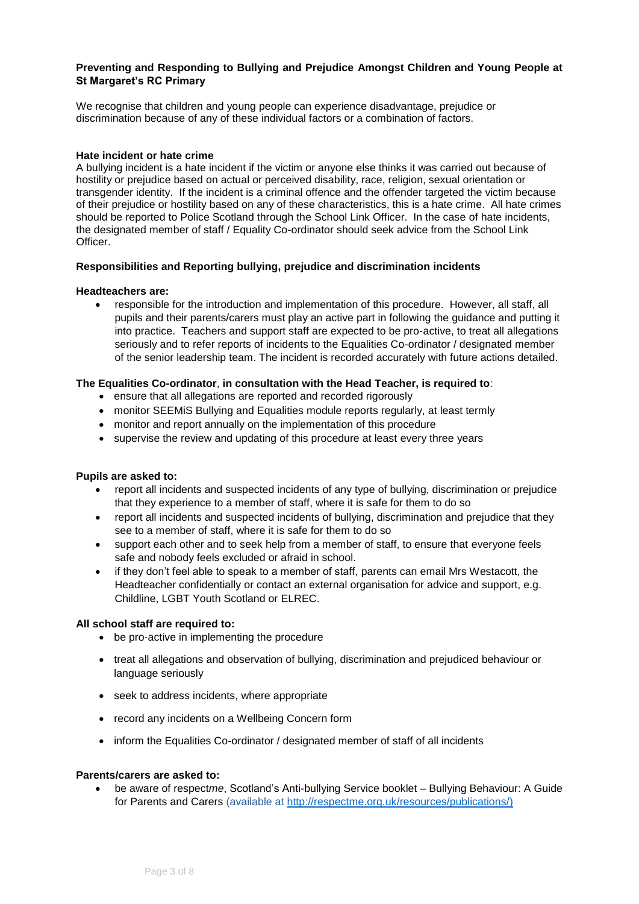**Preventing and Responding to Bullying and Prejudice Amongst Children and Young People at St Margaret's RC Primary**

We recognise that children and young people can experience disadvantage, prejudice or discrimination because of any of these individual factors or a combination of factors.

**Hate incident or hate crime**

A bullying incident is a hate incident if the victim or anyone else thinks it was carried out because of hostility or prejudice based on actual or perceived disability, race, religion, sexual orientation or transgender identity. If the incident is a criminal offence and the offender targeted the victim because of their prejudice or hostility based on any of these characteristics, this is a hate crime. All hate crimes should be reported to Police Scotland through the School Link Officer. In the case of hate incidents, the designated member of staff / Equality Co-ordinator should seek advice from the School Link Officer.

**Responsibilities and Reporting bullying, prejudice and discrimination incidents**

**Headteachers are:**

- responsible for the introduction and implementation of this procedure. However, all staff, all pupils and their parents/carers must play an active part in following the guidance and putting it into practice. Teachers and support staff are expected to be pro-active, to treat all allegations seriously and to refer reports of incidents to the Equalities Co-ordinator / designated member of the senior leadership team. The incident is recorded accurately with future actions detailed.

**The Equalities Co-ordinator**, **in consultation with the Head Teacher, is required to**:

- ensure that all allegations are reported and recorded rigorously
- monitor SEEMiS Bullying and Equalities module reports regularly, at least termly
- monitor and report annually on the implementation of this procedure
- supervise the review and updating of this procedure at least every three years

**Pupils are asked to:**

- report all incidents and suspected incidents of any type of bullying, discrimination or prejudice that they experience to a member of staff, where it is safe for them to do so
- report all incidents and suspected incidents of bullying, discrimination and prejudice that they see to a member of staff, where it is safe for them to do so
- support each other and to seek help from a member of staff, to ensure that everyone feels safe and nobody feels excluded or afraid in school.
- if they don't feel able to speak to a member of staff, parents can email Mrs Westacott, the Headteacher confidentially or contact an external organisation for advice and support, e.g. Childline, LGBT Youth Scotland or ELREC.

**All school staff are required to:**

- be pro-active in implementing the procedure
- treat all allegations and observation of bullying, discrimination and prejudiced behaviour or language seriously
- seek to address incidents, where appropriate
- record any incidents on a Wellbeing Concern form
- inform the Equalities Co-ordinator / designated member of staff of all incidents

**Parents/carers are asked to:**

- be aware of respect*me*, Scotland's Anti-bullying Service booklet – Bullying Behaviour: A Guide for Parents and Carers (available at http://respectme.org.uk/resources/publications/)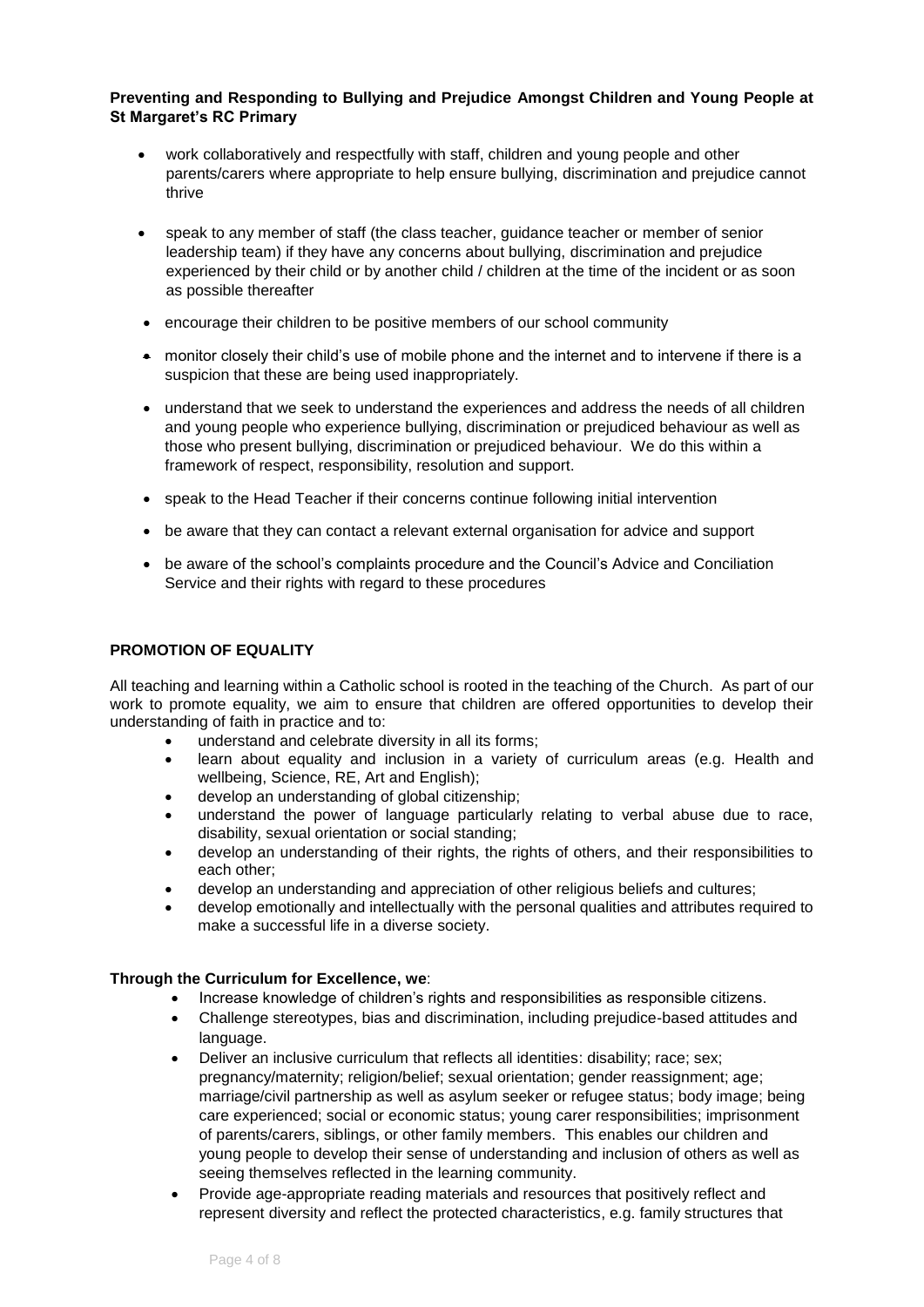**Preventing and Responding to Bullying and Prejudice Amongst Children and Young People at St Margaret's RC Primary**

- work collaboratively and respectfully with staff, children and young people and other parents/carers where appropriate to help ensure bullying, discrimination and prejudice cannot thrive
- speak to any member of staff (the class teacher, guidance teacher or member of senior leadership team) if they have any concerns about bullying, discrimination and prejudice experienced by their child or by another child / children at the time of the incident or as soon as possible thereafter
- encourage their children to be positive members of our school community
- monitor closely their child's use of mobile phone and the internet and to intervene if there is a suspicion that these are being used inappropriately.
- understand that we seek to understand the experiences and address the needs of all children and young people who experience bullying, discrimination or prejudiced behaviour as well as those who present bullying, discrimination or prejudiced behaviour. We do this within a framework of respect, responsibility, resolution and support.
- speak to the Head Teacher if their concerns continue following initial intervention
- be aware that they can contact a relevant external organisation for advice and support
- be aware of the school's complaints procedure and the Council's Advice and Conciliation Service and their rights with regard to these procedures

**PROMOTION OF EQUALITY**

All teaching and learning within a Catholic school is rooted in the teaching of the Church. As part of our work to promote equality, we aim to ensure that children are offered opportunities to develop their understanding of faith in practice and to:

- understand and celebrate diversity in all its forms;
- learn about equality and inclusion in a variety of curriculum areas (e.g. Health and wellbeing, Science, RE, Art and English);
- develop an understanding of global citizenship;
- understand the power of language particularly relating to verbal abuse due to race, disability, sexual orientation or social standing;
- develop an understanding of their rights, the rights of others, and their responsibilities to each other;
- develop an understanding and appreciation of other religious beliefs and cultures;
- develop emotionally and intellectually with the personal qualities and attributes required to make a successful life in a diverse society.

**Through the Curriculum for Excellence, we**:

- Increase knowledge of children's rights and responsibilities as responsible citizens.
- Challenge stereotypes, bias and discrimination, including prejudice-based attitudes and language.
- Deliver an inclusive curriculum that reflects all identities: disability; race; sex; pregnancy/maternity; religion/belief; sexual orientation; gender reassignment; age; marriage/civil partnership as well as asylum seeker or refugee status; body image; being care experienced; social or economic status; young carer responsibilities; imprisonment of parents/carers, siblings, or other family members. This enables our children and young people to develop their sense of understanding and inclusion of others as well as seeing themselves reflected in the learning community.
- Provide age-appropriate reading materials and resources that positively reflect and represent diversity and reflect the protected characteristics, e.g. family structures that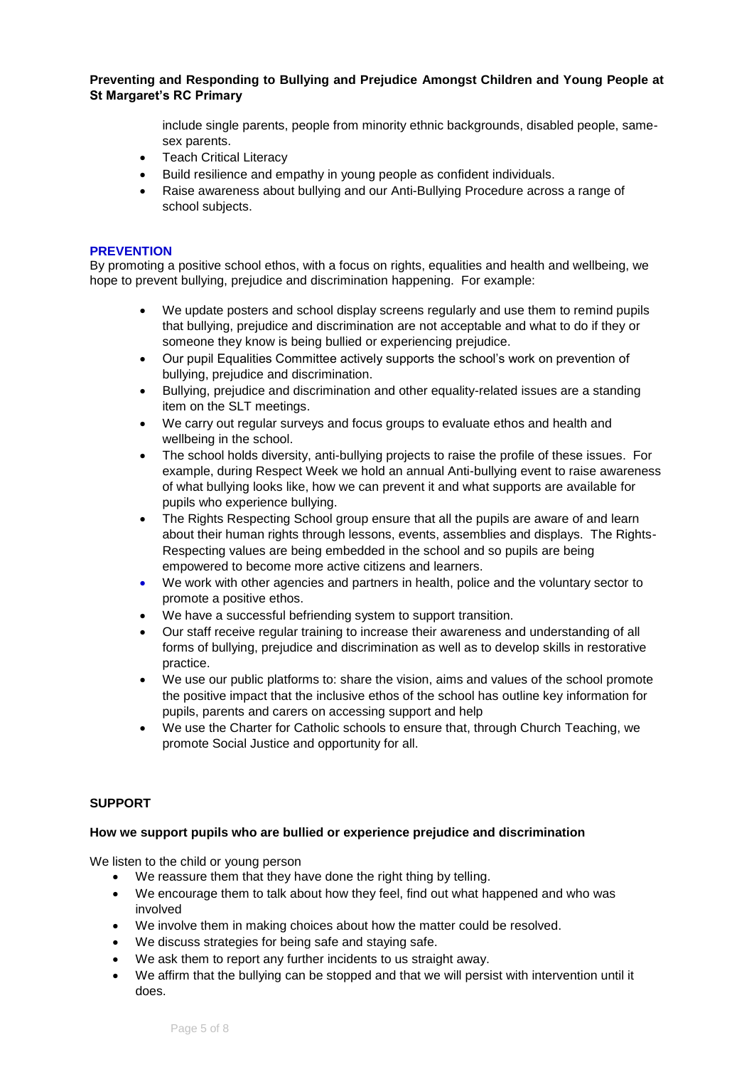include single parents, people from minority ethnic backgrounds, disabled people, same-sex parents.

- Teach Critical Literacy
- Build resilience and empathy in young people as confident individuals.
- Raise awareness about bullying and our Anti-Bullying Procedure across a range of school subjects.

## PREVENTION

By promoting a positive school ethos, with a focus on rights, equalities and health and wellbeing, we hope to prevent bullying, prejudice and discrimination happening. For example:

- We update posters and school display screens regularly and use them to remind pupils that bullying, prejudice and discrimination are not acceptable and what to do if they or someone they know is being bullied or experiencing prejudice.
- Our pupil Equalities Committee actively supports the school's work on prevention of bullying, prejudice and discrimination.
- Bullying, prejudice and discrimination and other equality-related issues are a standing item on the SLT meetings.
- We carry out regular surveys and focus groups to evaluate ethos and health and wellbeing in the school.
- The school holds diversity, anti-bullying projects to raise the profile of these issues. For example, during Respect Week we hold an annual Anti-bullying event to raise awareness of what bullying looks like, how we can prevent it and what supports are available for pupils who experience bullying.
- The Rights Respecting School group ensure that all the pupils are aware of and learn about their human rights through lessons, events, assemblies and displays. The Rights-Respecting values are being embedded in the school and so pupils are being empowered to become more active citizens and learners.
- We work with other agencies and partners in health, police and the voluntary sector to promote a positive ethos.
- We have a successful befriending system to support transition.
- Our staff receive regular training to increase their awareness and understanding of all forms of bullying, prejudice and discrimination as well as to develop skills in restorative practice.
- We use our public platforms to: share the vision, aims and values of the school promote the positive impact that the inclusive ethos of the school has outline key information for pupils, parents and carers on accessing support and help
- We use the Charter for Catholic schools to ensure that, through Church Teaching, we promote Social Justice and opportunity for all.

## SUPPORT

### How we support pupils who are bullied or experience prejudice and discrimination

We listen to the child or young person

- We reassure them that they have done the right thing by telling.
- We encourage them to talk about how they feel, find out what happened and who was involved
- We involve them in making choices about how the matter could be resolved.
- We discuss strategies for being safe and staying safe.
- We ask them to report any further incidents to us straight away.
- We affirm that the bullying can be stopped and that we will persist with intervention until it does.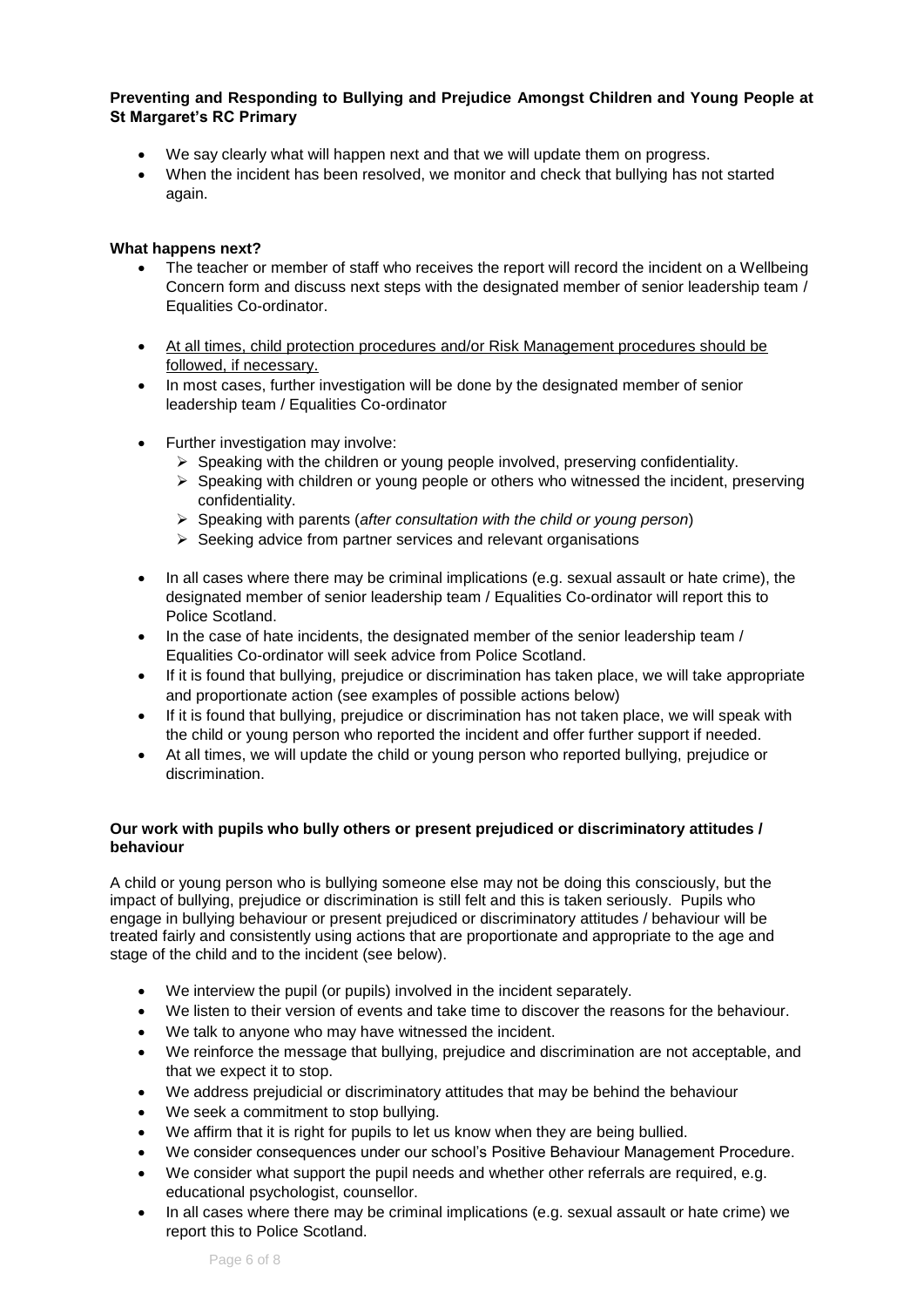**Preventing and Responding to Bullying and Prejudice Amongst Children and Young People at St Margaret's RC Primary**

- We say clearly what will happen next and that we will update them on progress.
- When the incident has been resolved, we monitor and check that bullying has not started again.

**What happens next?**

- The teacher or member of staff who receives the report will record the incident on a Wellbeing Concern form and discuss next steps with the designated member of senior leadership team / Equalities Co-ordinator.
- <u>At all times, child protection procedures and/or Risk Management procedures should be followed, if necessary.</u>
- In most cases, further investigation will be done by the designated member of senior leadership team / Equalities Co-ordinator
- Further investigation may involve:
  - Speaking with the children or young people involved, preserving confidentiality.
  - Speaking with children or young people or others who witnessed the incident, preserving confidentiality.
  - Speaking with parents (*after consultation with the child or young person*)
  - Seeking advice from partner services and relevant organisations
- In all cases where there may be criminal implications (e.g. sexual assault or hate crime), the designated member of senior leadership team / Equalities Co-ordinator will report this to Police Scotland.
- In the case of hate incidents, the designated member of the senior leadership team / Equalities Co-ordinator will seek advice from Police Scotland.
- If it is found that bullying, prejudice or discrimination has taken place, we will take appropriate and proportionate action (see examples of possible actions below)
- If it is found that bullying, prejudice or discrimination has not taken place, we will speak with the child or young person who reported the incident and offer further support if needed.
- At all times, we will update the child or young person who reported bullying, prejudice or discrimination.

**Our work with pupils who bully others or present prejudiced or discriminatory attitudes / behaviour**

A child or young person who is bullying someone else may not be doing this consciously, but the impact of bullying, prejudice or discrimination is still felt and this is taken seriously. Pupils who engage in bullying behaviour or present prejudiced or discriminatory attitudes / behaviour will be treated fairly and consistently using actions that are proportionate and appropriate to the age and stage of the child and to the incident (see below).

- We interview the pupil (or pupils) involved in the incident separately.
- We listen to their version of events and take time to discover the reasons for the behaviour.
- We talk to anyone who may have witnessed the incident.
- We reinforce the message that bullying, prejudice and discrimination are not acceptable, and that we expect it to stop.
- We address prejudicial or discriminatory attitudes that may be behind the behaviour
- We seek a commitment to stop bullying.
- We affirm that it is right for pupils to let us know when they are being bullied.
- We consider consequences under our school's Positive Behaviour Management Procedure.
- We consider what support the pupil needs and whether other referrals are required, e.g. educational psychologist, counsellor.
- In all cases where there may be criminal implications (e.g. sexual assault or hate crime) we report this to Police Scotland.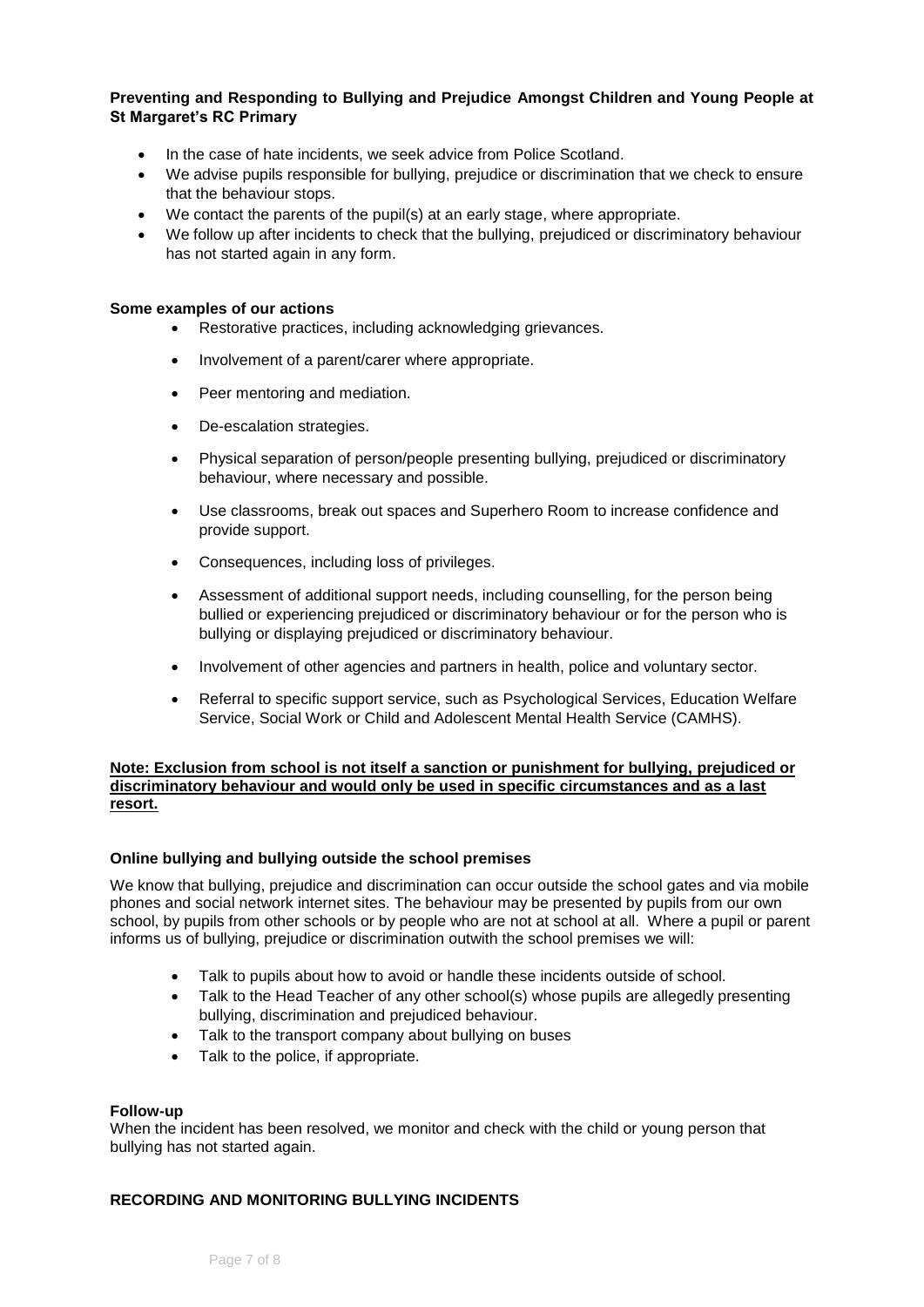**Preventing and Responding to Bullying and Prejudice Amongst Children and Young People at St Margaret's RC Primary**

- In the case of hate incidents, we seek advice from Police Scotland.
- We advise pupils responsible for bullying, prejudice or discrimination that we check to ensure that the behaviour stops.
- We contact the parents of the pupil(s) at an early stage, where appropriate.
- We follow up after incidents to check that the bullying, prejudiced or discriminatory behaviour has not started again in any form.

**Some examples of our actions**

- Restorative practices, including acknowledging grievances.
- Involvement of a parent/carer where appropriate.
- Peer mentoring and mediation.
- De-escalation strategies.
- Physical separation of person/people presenting bullying, prejudiced or discriminatory behaviour, where necessary and possible.
- Use classrooms, break out spaces and Superhero Room to increase confidence and provide support.
- Consequences, including loss of privileges.
- Assessment of additional support needs, including counselling, for the person being bullied or experiencing prejudiced or discriminatory behaviour or for the person who is bullying or displaying prejudiced or discriminatory behaviour.
- Involvement of other agencies and partners in health, police and voluntary sector.
- Referral to specific support service, such as Psychological Services, Education Welfare Service, Social Work or Child and Adolescent Mental Health Service (CAMHS).

**Note: Exclusion from school is not itself a sanction or punishment for bullying, prejudiced or discriminatory behaviour and would only be used in specific circumstances and as a last resort.**

**Online bullying and bullying outside the school premises**

We know that bullying, prejudice and discrimination can occur outside the school gates and via mobile phones and social network internet sites. The behaviour may be presented by pupils from our own school, by pupils from other schools or by people who are not at school at all. Where a pupil or parent informs us of bullying, prejudice or discrimination outwith the school premises we will:

- Talk to pupils about how to avoid or handle these incidents outside of school.
- Talk to the Head Teacher of any other school(s) whose pupils are allegedly presenting bullying, discrimination and prejudiced behaviour.
- Talk to the transport company about bullying on buses
- Talk to the police, if appropriate.

**Follow-up**

When the incident has been resolved, we monitor and check with the child or young person that bullying has not started again.

**RECORDING AND MONITORING BULLYING INCIDENTS**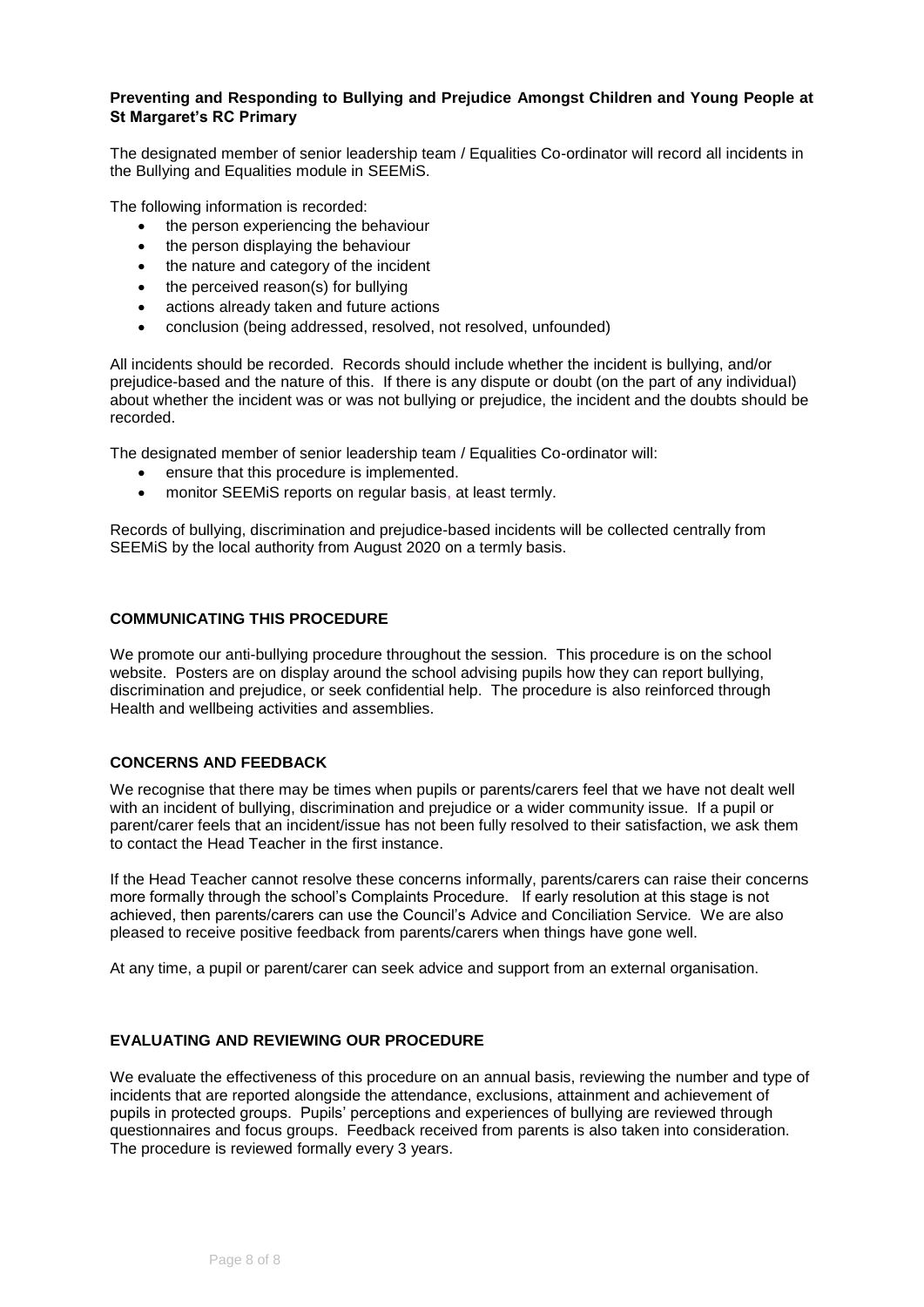**Preventing and Responding to Bullying and Prejudice Amongst Children and Young People at St Margaret's RC Primary**

The designated member of senior leadership team / Equalities Co-ordinator will record all incidents in the Bullying and Equalities module in SEEMiS.

The following information is recorded:

- the person experiencing the behaviour
- the person displaying the behaviour
- the nature and category of the incident
- the perceived reason(s) for bullying
- actions already taken and future actions
- conclusion (being addressed, resolved, not resolved, unfounded)

All incidents should be recorded. Records should include whether the incident is bullying, and/or prejudice-based and the nature of this. If there is any dispute or doubt (on the part of any individual) about whether the incident was or was not bullying or prejudice, the incident and the doubts should be recorded.

The designated member of senior leadership team / Equalities Co-ordinator will:

- ensure that this procedure is implemented.
- monitor SEEMiS reports on regular basis, at least termly.

Records of bullying, discrimination and prejudice-based incidents will be collected centrally from SEEMiS by the local authority from August 2020 on a termly basis.

## COMMUNICATING THIS PROCEDURE

We promote our anti-bullying procedure throughout the session. This procedure is on the school website. Posters are on display around the school advising pupils how they can report bullying, discrimination and prejudice, or seek confidential help. The procedure is also reinforced through Health and wellbeing activities and assemblies.

## CONCERNS AND FEEDBACK

We recognise that there may be times when pupils or parents/carers feel that we have not dealt well with an incident of bullying, discrimination and prejudice or a wider community issue. If a pupil or parent/carer feels that an incident/issue has not been fully resolved to their satisfaction, we ask them to contact the Head Teacher in the first instance.

If the Head Teacher cannot resolve these concerns informally, parents/carers can raise their concerns more formally through the school's Complaints Procedure. If early resolution at this stage is not achieved, then parents/carers can use the Council's Advice and Conciliation Service. We are also pleased to receive positive feedback from parents/carers when things have gone well.

At any time, a pupil or parent/carer can seek advice and support from an external organisation.

## EVALUATING AND REVIEWING OUR PROCEDURE

We evaluate the effectiveness of this procedure on an annual basis, reviewing the number and type of incidents that are reported alongside the attendance, exclusions, attainment and achievement of pupils in protected groups. Pupils' perceptions and experiences of bullying are reviewed through questionnaires and focus groups. Feedback received from parents is also taken into consideration. The procedure is reviewed formally every 3 years.